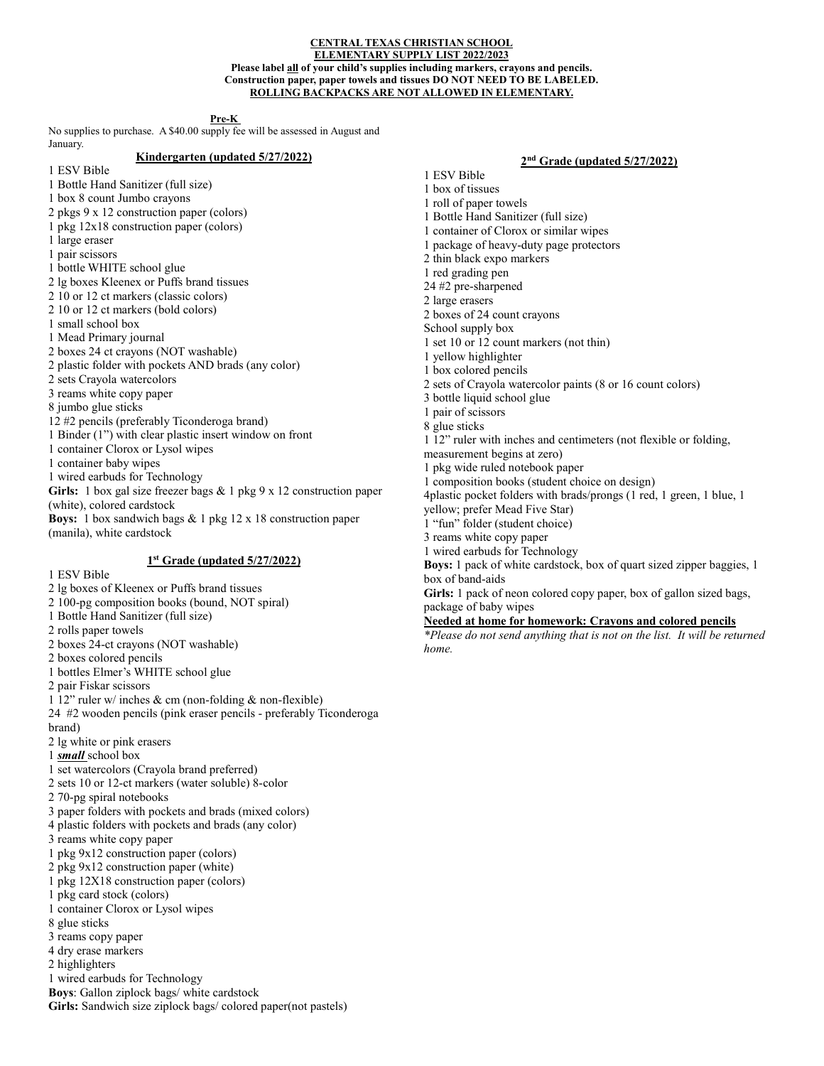**CENTRAL TEXAS CHRISTIAN SCHOOL**
**ELEMENTARY SUPPLY LIST 2022/2023**
**Please label all of your child's supplies including markers, crayons and pencils.**
**Construction paper, paper towels and tissues DO NOT NEED TO BE LABELED.**
**ROLLING BACKPACKS ARE NOT ALLOWED IN ELEMENTARY.**

## Pre-K

No supplies to purchase. A $40.00 supply fee will be assessed in August and January.

## Kindergarten (updated 5/27/2022)

1 ESV Bible
1 Bottle Hand Sanitizer (full size)
1 box 8 count Jumbo crayons
2 pkgs 9 x 12 construction paper (colors)
1 pkg 12x18 construction paper (colors)
1 large eraser
1 pair scissors
1 bottle WHITE school glue
2 lg boxes Kleenex or Puffs brand tissues
2 10 or 12 ct markers (classic colors)
2 10 or 12 ct markers (bold colors)
1 small school box
1 Mead Primary journal
2 boxes 24 ct crayons (NOT washable)
2 plastic folder with pockets AND brads (any color)
2 sets Crayola watercolors
3 reams white copy paper
8 jumbo glue sticks
12 #2 pencils (preferably Ticonderoga brand)
1 Binder (1") with clear plastic insert window on front
1 container Clorox or Lysol wipes
1 container baby wipes
1 wired earbuds for Technology
**Girls:** 1 box gal size freezer bags & 1 pkg 9 x 12 construction paper (white), colored cardstock
**Boys:** 1 box sandwich bags & 1 pkg 12 x 18 construction paper (manila), white cardstock

## 1st Grade (updated 5/27/2022)

1 ESV Bible
2 lg boxes of Kleenex or Puffs brand tissues
2 100-pg composition books (bound, NOT spiral)
1 Bottle Hand Sanitizer (full size)
2 rolls paper towels
2 boxes 24-ct crayons (NOT washable)
2 boxes colored pencils
1 bottles Elmer's WHITE school glue
2 pair Fiskar scissors
1 12" ruler w/ inches & cm (non-folding & non-flexible)
24 #2 wooden pencils (pink eraser pencils - preferably Ticonderoga brand)
2 lg white or pink erasers
1 ***small*** school box
1 set watercolors (Crayola brand preferred)
2 sets 10 or 12-ct markers (water soluble) 8-color
2 70-pg spiral notebooks
3 paper folders with pockets and brads (mixed colors)
4 plastic folders with pockets and brads (any color)
3 reams white copy paper
1 pkg 9x12 construction paper (colors)
2 pkg 9x12 construction paper (white)
1 pkg 12X18 construction paper (colors)
1 pkg card stock (colors)
1 container Clorox or Lysol wipes
8 glue sticks
3 reams copy paper
4 dry erase markers
2 highlighters
1 wired earbuds for Technology
**Boys**: Gallon ziplock bags/ white cardstock
**Girls:** Sandwich size ziplock bags/ colored paper(not pastels)

## 2nd Grade (updated 5/27/2022)

1 ESV Bible
1 box of tissues
1 roll of paper towels
1 Bottle Hand Sanitizer (full size)
1 container of Clorox or similar wipes
1 package of heavy-duty page protectors
2 thin black expo markers
1 red grading pen
24 #2 pre-sharpened
2 large erasers
2 boxes of 24 count crayons
School supply box
1 set 10 or 12 count markers (not thin)
1 yellow highlighter
1 box colored pencils
2 sets of Crayola watercolor paints (8 or 16 count colors)
3 bottle liquid school glue
1 pair of scissors
8 glue sticks
1 12" ruler with inches and centimeters (not flexible or folding, measurement begins at zero)
1 pkg wide ruled notebook paper
1 composition books (student choice on design)
4plastic pocket folders with brads/prongs (1 red, 1 green, 1 blue, 1 yellow; prefer Mead Five Star)
1 "fun" folder (student choice)
3 reams white copy paper
1 wired earbuds for Technology
**Boys:** 1 pack of white cardstock, box of quart sized zipper baggies, 1 box of band-aids
**Girls:** 1 pack of neon colored copy paper, box of gallon sized bags, package of baby wipes
**Needed at home for homework: Crayons and colored pencils**
*\*Please do not send anything that is not on the list. It will be returned home.*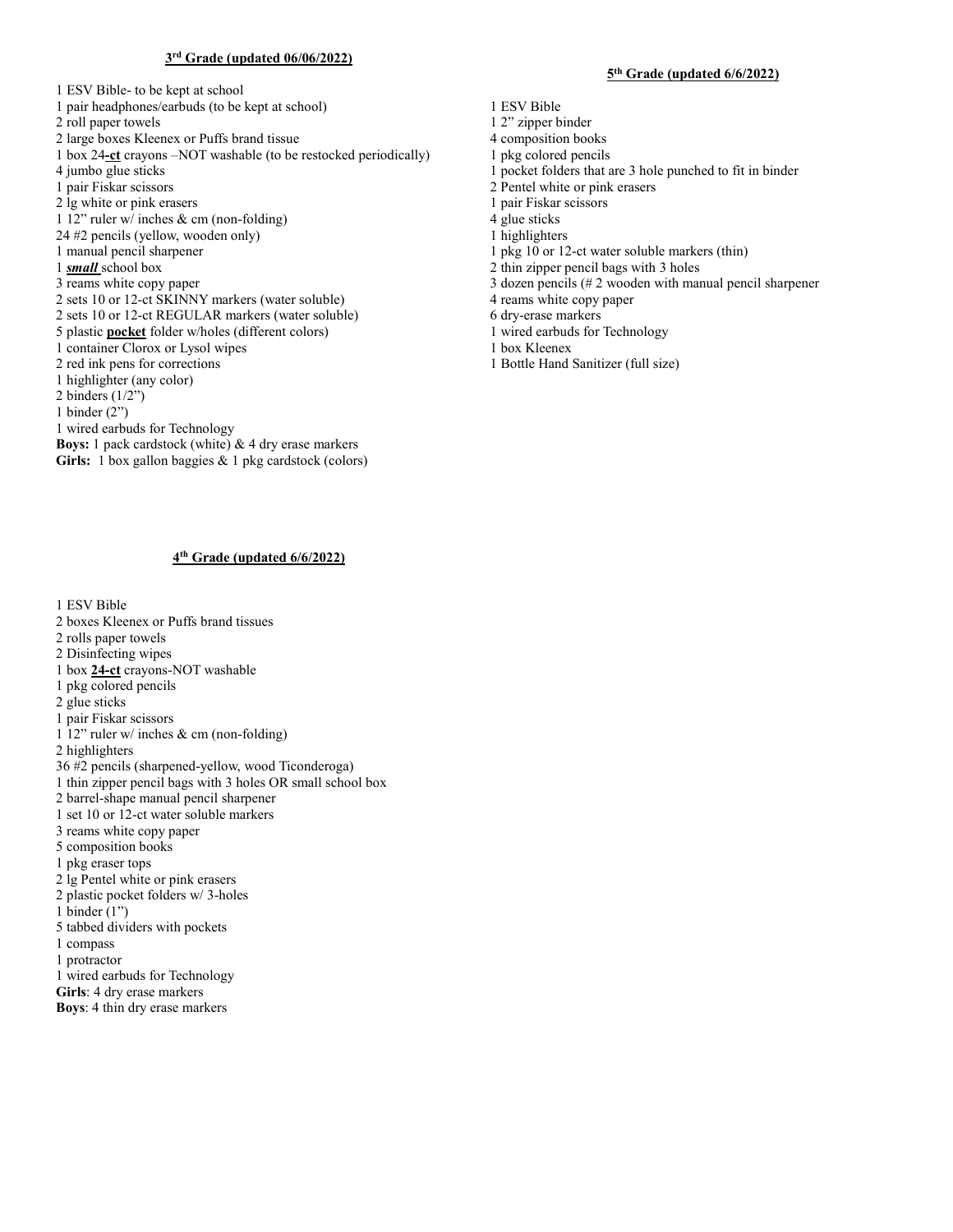## 3rd Grade (updated 06/06/2022)

1 ESV Bible- to be kept at school
1 pair headphones/earbuds (to be kept at school)
2 roll paper towels
2 large boxes Kleenex or Puffs brand tissue
1 box 24**-ct** crayons –NOT washable (to be restocked periodically)
4 jumbo glue sticks
1 pair Fiskar scissors
2 lg white or pink erasers
1 12" ruler w/ inches & cm (non-folding)
24 #2 pencils (yellow, wooden only)
1 manual pencil sharpener
1 ***small*** school box
3 reams white copy paper
2 sets 10 or 12-ct SKINNY markers (water soluble)
2 sets 10 or 12-ct REGULAR markers (water soluble)
5 plastic **pocket** folder w/holes (different colors)
1 container Clorox or Lysol wipes
2 red ink pens for corrections
1 highlighter (any color)
2 binders (1/2")
1 binder (2")
1 wired earbuds for Technology
**Boys:** 1 pack cardstock (white) & 4 dry erase markers
**Girls:** 1 box gallon baggies & 1 pkg cardstock (colors)

## 4th Grade (updated 6/6/2022)

1 ESV Bible
2 boxes Kleenex or Puffs brand tissues
2 rolls paper towels
2 Disinfecting wipes
1 box **24-ct** crayons-NOT washable
1 pkg colored pencils
2 glue sticks
1 pair Fiskar scissors
1 12" ruler w/ inches & cm (non-folding)
2 highlighters
36 #2 pencils (sharpened-yellow, wood Ticonderoga)
1 thin zipper pencil bags with 3 holes OR small school box
2 barrel-shape manual pencil sharpener
1 set 10 or 12-ct water soluble markers
3 reams white copy paper
5 composition books
1 pkg eraser tops
2 lg Pentel white or pink erasers
2 plastic pocket folders w/ 3-holes
1 binder (1")
5 tabbed dividers with pockets
1 compass
1 protractor
1 wired earbuds for Technology
**Girls**: 4 dry erase markers
**Boys**: 4 thin dry erase markers

## 5th Grade (updated 6/6/2022)

1 ESV Bible
1 2" zipper binder
4 composition books
1 pkg colored pencils
1 pocket folders that are 3 hole punched to fit in binder
2 Pentel white or pink erasers
1 pair Fiskar scissors
4 glue sticks
1 highlighters
1 pkg 10 or 12-ct water soluble markers (thin)
2 thin zipper pencil bags with 3 holes
3 dozen pencils (# 2 wooden with manual pencil sharpener
4 reams white copy paper
6 dry-erase markers
1 wired earbuds for Technology
1 box Kleenex
1 Bottle Hand Sanitizer (full size)